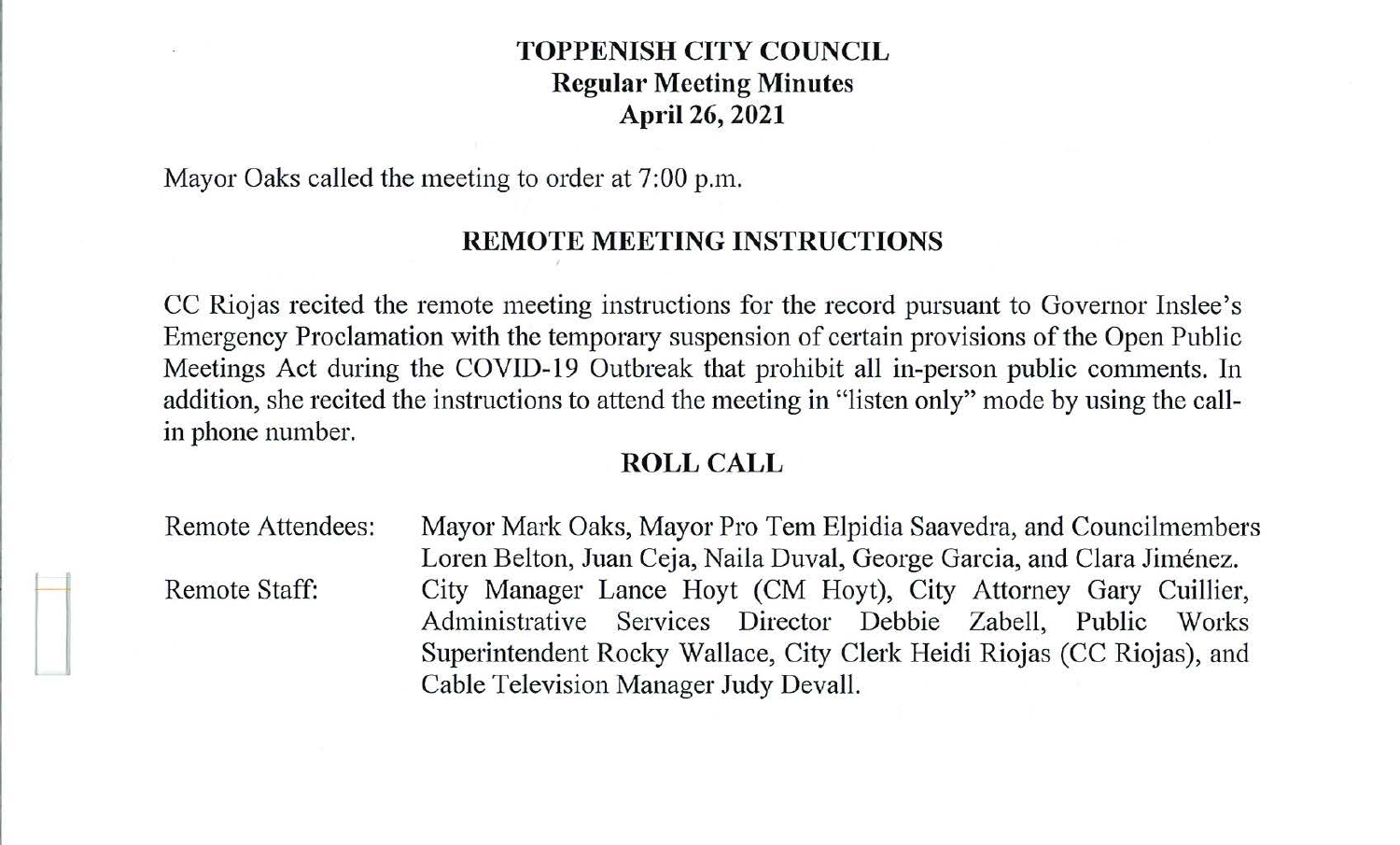# TOPPENISH CITY COUNCIL
## Regular Meeting Minutes
## April 26, 2021

Mayor Oaks called the meeting to order at 7:00 p.m.

## REMOTE MEETING INSTRUCTIONS

CC Riojas recited the remote meeting instructions for the record pursuant to Governor Inslee's Emergency Proclamation with the temporary suspension of certain provisions of the Open Public Meetings Act during the COVID-19 Outbreak that prohibit all in-person public comments. In addition, she recited the instructions to attend the meeting in "listen only" mode by using the call-in phone number.

## ROLL CALL

Remote Attendees: Mayor Mark Oaks, Mayor Pro Tem Elpidia Saavedra, and Councilmembers Loren Belton, Juan Ceja, Naila Duval, George Garcia, and Clara Jiménez.

Remote Staff: City Manager Lance Hoyt (CM Hoyt), City Attorney Gary Cuillier, Administrative Services Director Debbie Zabell, Public Works Superintendent Rocky Wallace, City Clerk Heidi Riojas (CC Riojas), and Cable Television Manager Judy Devall.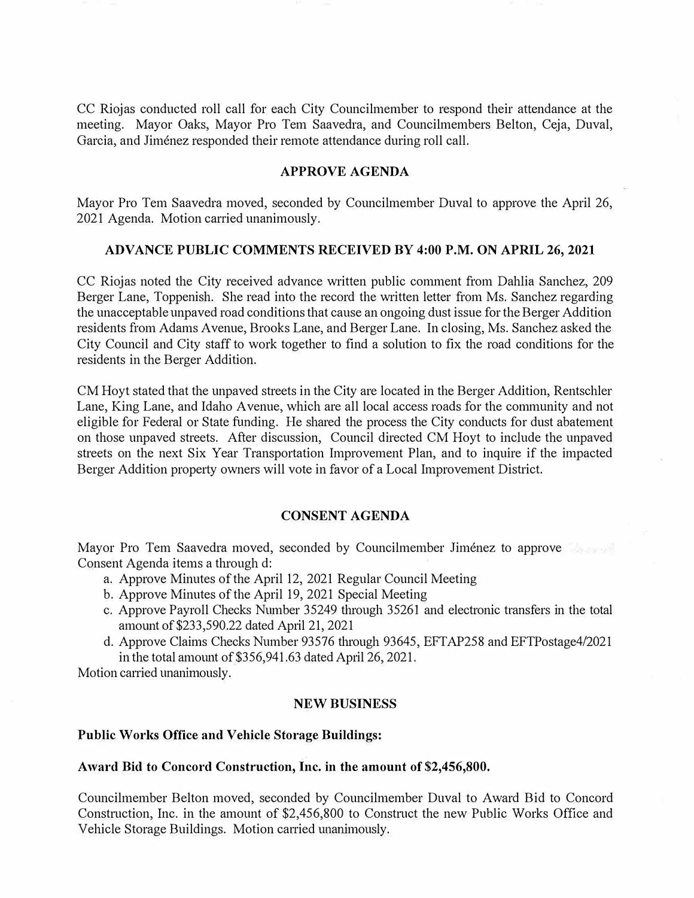CC Riojas conducted roll call for each City Councilmember to respond their attendance at the meeting. Mayor Oaks, Mayor Pro Tem Saavedra, and Councilmembers Belton, Ceja, Duval, Garcia, and Jiménez responded their remote attendance during roll call.

## APPROVE AGENDA

Mayor Pro Tem Saavedra moved, seconded by Councilmember Duval to approve the April 26, 2021 Agenda. Motion carried unanimously.

## ADVANCE PUBLIC COMMENTS RECEIVED BY 4:00 P.M. ON APRIL 26, 2021

CC Riojas noted the City received advance written public comment from Dahlia Sanchez, 209 Berger Lane, Toppenish. She read into the record the written letter from Ms. Sanchez regarding the unacceptable unpaved road conditions that cause an ongoing dust issue for the Berger Addition residents from Adams Avenue, Brooks Lane, and Berger Lane. In closing, Ms. Sanchez asked the City Council and City staff to work together to find a solution to fix the road conditions for the residents in the Berger Addition.

CM Hoyt stated that the unpaved streets in the City are located in the Berger Addition, Rentschler Lane, King Lane, and Idaho Avenue, which are all local access roads for the community and not eligible for Federal or State funding. He shared the process the City conducts for dust abatement on those unpaved streets. After discussion, Council directed CM Hoyt to include the unpaved streets on the next Six Year Transportation Improvement Plan, and to inquire if the impacted Berger Addition property owners will vote in favor of a Local Improvement District.

## CONSENT AGENDA

Mayor Pro Tem Saavedra moved, seconded by Councilmember Jiménez to approve Consent Agenda items a through d:

a. Approve Minutes of the April 12, 2021 Regular Council Meeting
b. Approve Minutes of the April 19, 2021 Special Meeting
c. Approve Payroll Checks Number 35249 through 35261 and electronic transfers in the total amount of $233,590.22 dated April 21, 2021
d. Approve Claims Checks Number 93576 through 93645, EFTAP258 and EFTPostage4/2021 in the total amount of $356,941.63 dated April 26, 2021.

Motion carried unanimously.

## NEW BUSINESS

**Public Works Office and Vehicle Storage Buildings:**

**Award Bid to Concord Construction, Inc. in the amount of $2,456,800.**

Councilmember Belton moved, seconded by Councilmember Duval to Award Bid to Concord Construction, Inc. in the amount of $2,456,800 to Construct the new Public Works Office and Vehicle Storage Buildings. Motion carried unanimously.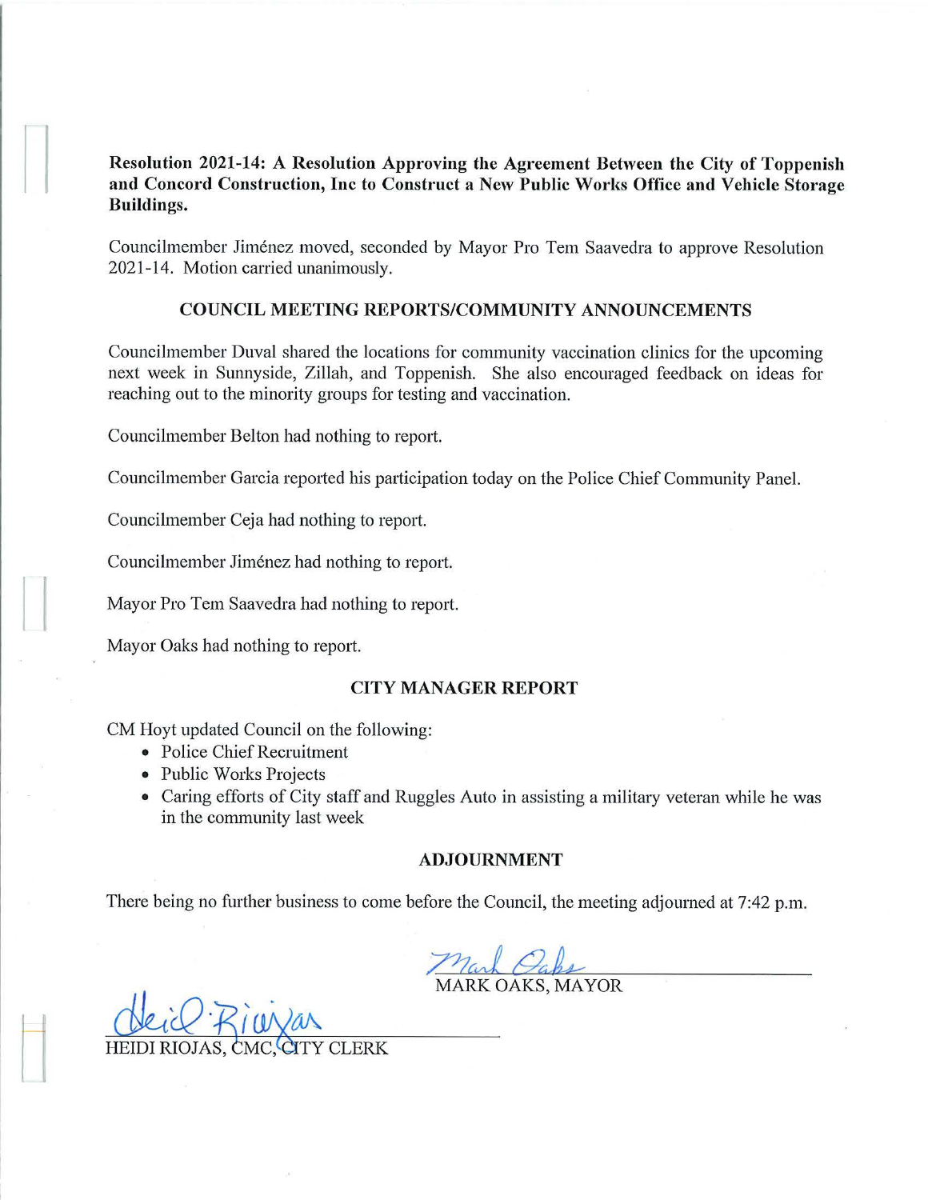**Resolution 2021-14: A Resolution Approving the Agreement Between the City of Toppenish and Concord Construction, Inc to Construct a New Public Works Office and Vehicle Storage Buildings.**

Councilmember Jiménez moved, seconded by Mayor Pro Tem Saavedra to approve Resolution 2021-14. Motion carried unanimously.

## COUNCIL MEETING REPORTS/COMMUNITY ANNOUNCEMENTS

Councilmember Duval shared the locations for community vaccination clinics for the upcoming next week in Sunnyside, Zillah, and Toppenish. She also encouraged feedback on ideas for reaching out to the minority groups for testing and vaccination.

Councilmember Belton had nothing to report.

Councilmember Garcia reported his participation today on the Police Chief Community Panel.

Councilmember Ceja had nothing to report.

Councilmember Jiménez had nothing to report.

Mayor Pro Tem Saavedra had nothing to report.

Mayor Oaks had nothing to report.

## CITY MANAGER REPORT

CM Hoyt updated Council on the following:

- Police Chief Recruitment
- Public Works Projects
- Caring efforts of City staff and Ruggles Auto in assisting a military veteran while he was in the community last week

## ADJOURNMENT

There being no further business to come before the Council, the meeting adjourned at 7:42 p.m.

Mark Oaks
MARK OAKS, MAYOR

Heidi Riojas
HEIDI RIOJAS, CMC, CITY CLERK